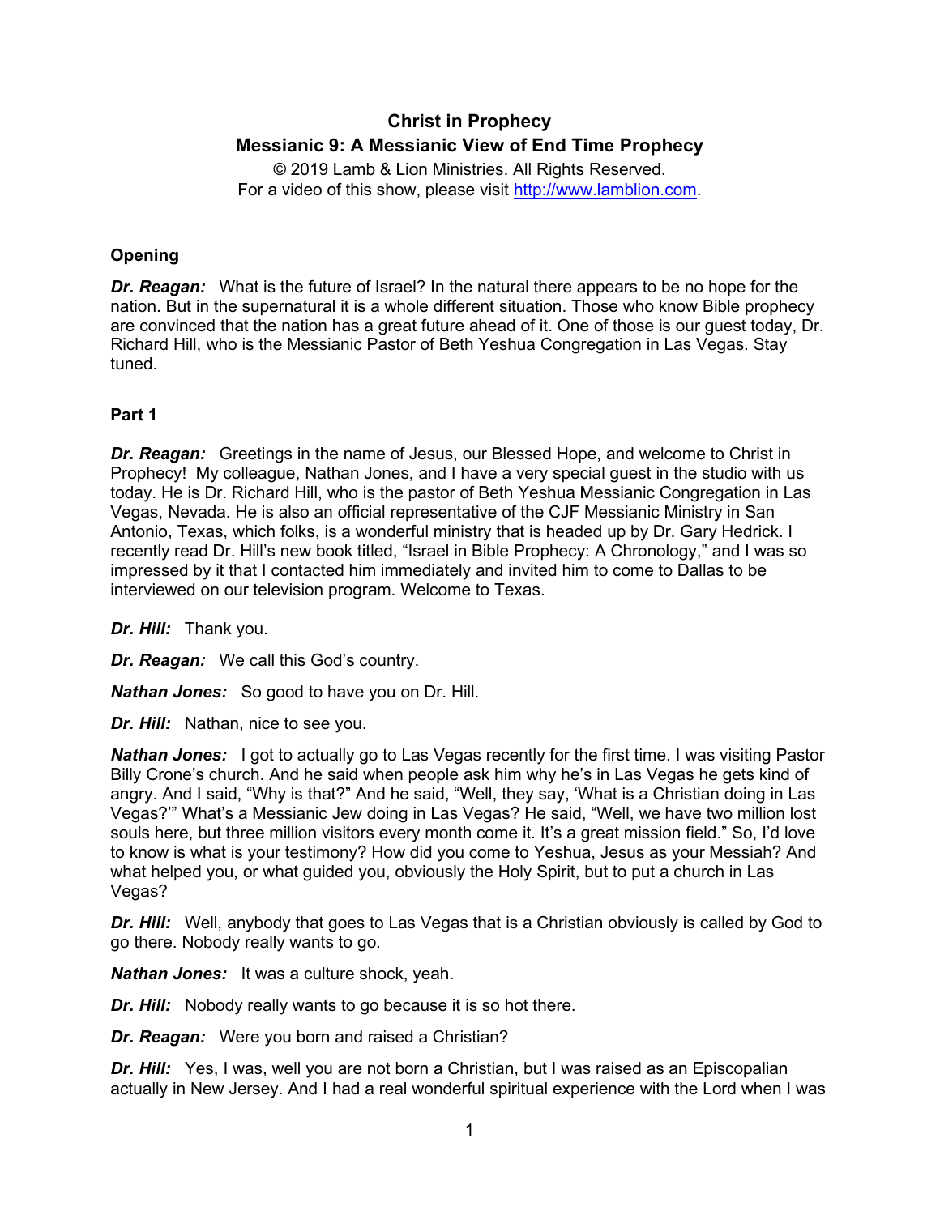# Christ in Prophecy
## Messianic 9: A Messianic View of End Time Prophecy

© 2019 Lamb & Lion Ministries. All Rights Reserved.
For a video of this show, please visit http://www.lamblion.com.

### Opening

***Dr. Reagan:*** What is the future of Israel? In the natural there appears to be no hope for the nation. But in the supernatural it is a whole different situation. Those who know Bible prophecy are convinced that the nation has a great future ahead of it. One of those is our guest today, Dr. Richard Hill, who is the Messianic Pastor of Beth Yeshua Congregation in Las Vegas. Stay tuned.

### Part 1

***Dr. Reagan:*** Greetings in the name of Jesus, our Blessed Hope, and welcome to Christ in Prophecy! My colleague, Nathan Jones, and I have a very special guest in the studio with us today. He is Dr. Richard Hill, who is the pastor of Beth Yeshua Messianic Congregation in Las Vegas, Nevada. He is also an official representative of the CJF Messianic Ministry in San Antonio, Texas, which folks, is a wonderful ministry that is headed up by Dr. Gary Hedrick. I recently read Dr. Hill's new book titled, "Israel in Bible Prophecy: A Chronology," and I was so impressed by it that I contacted him immediately and invited him to come to Dallas to be interviewed on our television program. Welcome to Texas.

***Dr. Hill:*** Thank you.

***Dr. Reagan:*** We call this God's country.

***Nathan Jones:*** So good to have you on Dr. Hill.

***Dr. Hill:*** Nathan, nice to see you.

***Nathan Jones:*** I got to actually go to Las Vegas recently for the first time. I was visiting Pastor Billy Crone's church. And he said when people ask him why he's in Las Vegas he gets kind of angry. And I said, "Why is that?" And he said, "Well, they say, 'What is a Christian doing in Las Vegas?'" What's a Messianic Jew doing in Las Vegas? He said, "Well, we have two million lost souls here, but three million visitors every month come it. It's a great mission field." So, I'd love to know is what is your testimony? How did you come to Yeshua, Jesus as your Messiah? And what helped you, or what guided you, obviously the Holy Spirit, but to put a church in Las Vegas?

***Dr. Hill:*** Well, anybody that goes to Las Vegas that is a Christian obviously is called by God to go there. Nobody really wants to go.

***Nathan Jones:*** It was a culture shock, yeah.

***Dr. Hill:*** Nobody really wants to go because it is so hot there.

***Dr. Reagan:*** Were you born and raised a Christian?

***Dr. Hill:*** Yes, I was, well you are not born a Christian, but I was raised as an Episcopalian actually in New Jersey. And I had a real wonderful spiritual experience with the Lord when I was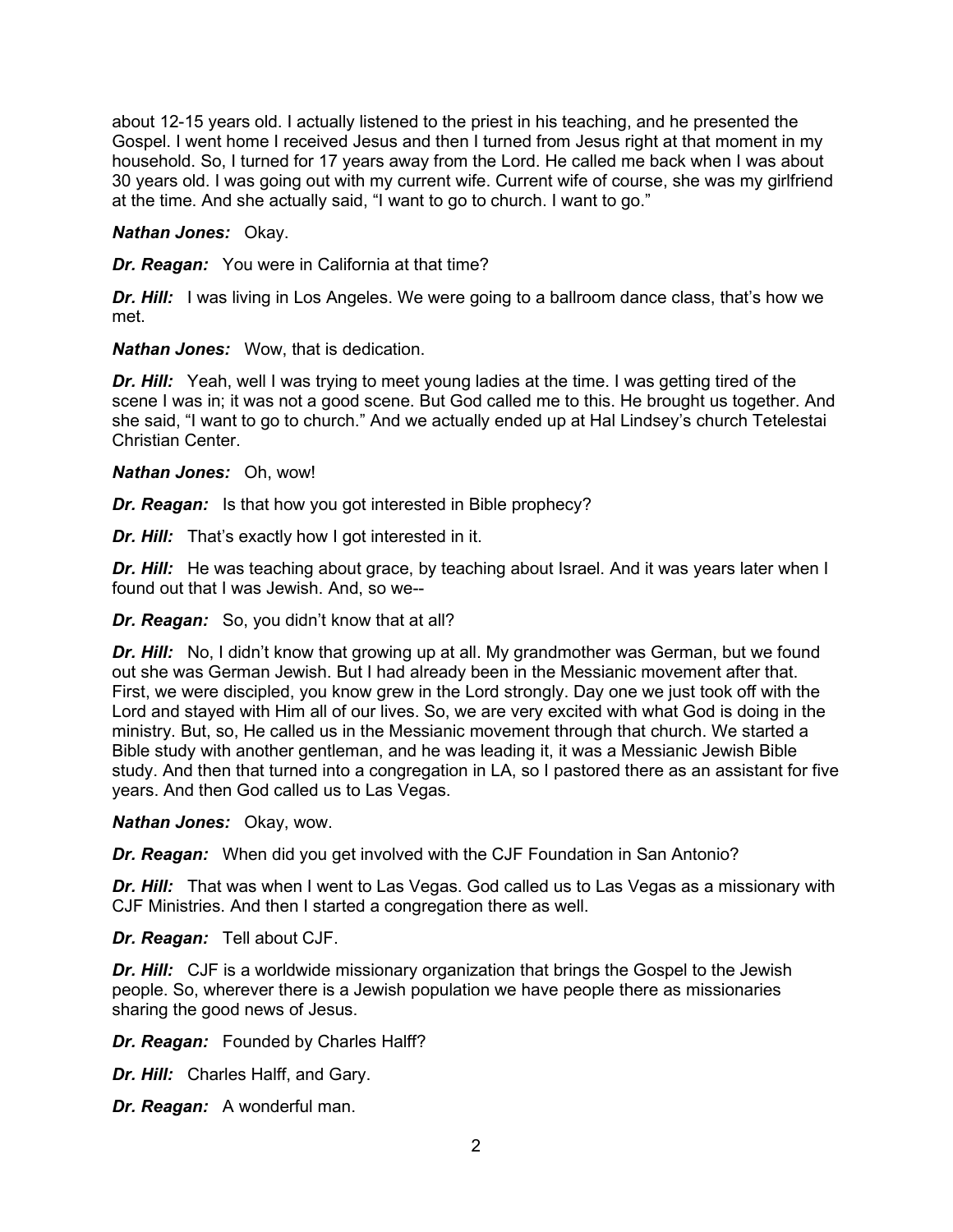about 12-15 years old. I actually listened to the priest in his teaching, and he presented the Gospel. I went home I received Jesus and then I turned from Jesus right at that moment in my household. So, I turned for 17 years away from the Lord. He called me back when I was about 30 years old. I was going out with my current wife. Current wife of course, she was my girlfriend at the time. And she actually said, "I want to go to church. I want to go."

***Nathan Jones:*** Okay.

***Dr. Reagan:*** You were in California at that time?

***Dr. Hill:*** I was living in Los Angeles. We were going to a ballroom dance class, that's how we met.

***Nathan Jones:*** Wow, that is dedication.

***Dr. Hill:*** Yeah, well I was trying to meet young ladies at the time. I was getting tired of the scene I was in; it was not a good scene. But God called me to this. He brought us together. And she said, "I want to go to church." And we actually ended up at Hal Lindsey's church Tetelestai Christian Center.

***Nathan Jones:*** Oh, wow!

***Dr. Reagan:*** Is that how you got interested in Bible prophecy?

***Dr. Hill:*** That's exactly how I got interested in it.

***Dr. Hill:*** He was teaching about grace, by teaching about Israel. And it was years later when I found out that I was Jewish. And, so we--

***Dr. Reagan:*** So, you didn't know that at all?

***Dr. Hill:*** No, I didn't know that growing up at all. My grandmother was German, but we found out she was German Jewish. But I had already been in the Messianic movement after that. First, we were discipled, you know grew in the Lord strongly. Day one we just took off with the Lord and stayed with Him all of our lives. So, we are very excited with what God is doing in the ministry. But, so, He called us in the Messianic movement through that church. We started a Bible study with another gentleman, and he was leading it, it was a Messianic Jewish Bible study. And then that turned into a congregation in LA, so I pastored there as an assistant for five years. And then God called us to Las Vegas.

***Nathan Jones:*** Okay, wow.

***Dr. Reagan:*** When did you get involved with the CJF Foundation in San Antonio?

***Dr. Hill:*** That was when I went to Las Vegas. God called us to Las Vegas as a missionary with CJF Ministries. And then I started a congregation there as well.

***Dr. Reagan:*** Tell about CJF.

***Dr. Hill:*** CJF is a worldwide missionary organization that brings the Gospel to the Jewish people. So, wherever there is a Jewish population we have people there as missionaries sharing the good news of Jesus.

***Dr. Reagan:*** Founded by Charles Halff?

***Dr. Hill:*** Charles Halff, and Gary.

***Dr. Reagan:*** A wonderful man.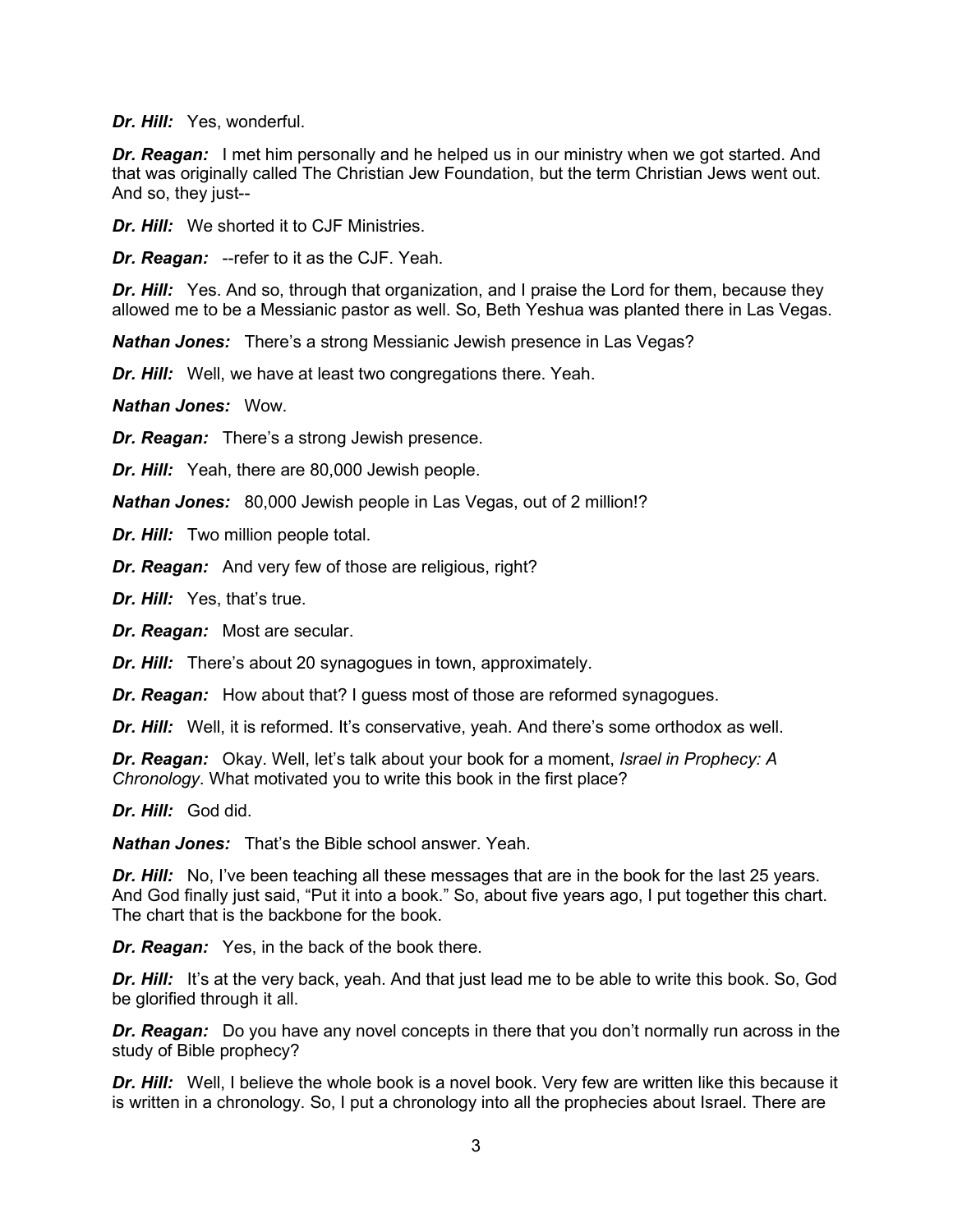***Dr. Hill:*** Yes, wonderful.

***Dr. Reagan:*** I met him personally and he helped us in our ministry when we got started. And that was originally called The Christian Jew Foundation, but the term Christian Jews went out. And so, they just--

***Dr. Hill:*** We shorted it to CJF Ministries.

***Dr. Reagan:*** --refer to it as the CJF. Yeah.

***Dr. Hill:*** Yes. And so, through that organization, and I praise the Lord for them, because they allowed me to be a Messianic pastor as well. So, Beth Yeshua was planted there in Las Vegas.

***Nathan Jones:*** There's a strong Messianic Jewish presence in Las Vegas?

***Dr. Hill:*** Well, we have at least two congregations there. Yeah.

***Nathan Jones:*** Wow.

***Dr. Reagan:*** There's a strong Jewish presence.

***Dr. Hill:*** Yeah, there are 80,000 Jewish people.

***Nathan Jones:*** 80,000 Jewish people in Las Vegas, out of 2 million!?

***Dr. Hill:*** Two million people total.

***Dr. Reagan:*** And very few of those are religious, right?

***Dr. Hill:*** Yes, that's true.

***Dr. Reagan:*** Most are secular.

***Dr. Hill:*** There's about 20 synagogues in town, approximately.

***Dr. Reagan:*** How about that? I guess most of those are reformed synagogues.

***Dr. Hill:*** Well, it is reformed. It's conservative, yeah. And there's some orthodox as well.

***Dr. Reagan:*** Okay. Well, let's talk about your book for a moment, *Israel in Prophecy: A Chronology*. What motivated you to write this book in the first place?

***Dr. Hill:*** God did.

***Nathan Jones:*** That's the Bible school answer. Yeah.

***Dr. Hill:*** No, I've been teaching all these messages that are in the book for the last 25 years. And God finally just said, "Put it into a book." So, about five years ago, I put together this chart. The chart that is the backbone for the book.

***Dr. Reagan:*** Yes, in the back of the book there.

***Dr. Hill:*** It's at the very back, yeah. And that just lead me to be able to write this book. So, God be glorified through it all.

***Dr. Reagan:*** Do you have any novel concepts in there that you don't normally run across in the study of Bible prophecy?

***Dr. Hill:*** Well, I believe the whole book is a novel book. Very few are written like this because it is written in a chronology. So, I put a chronology into all the prophecies about Israel. There are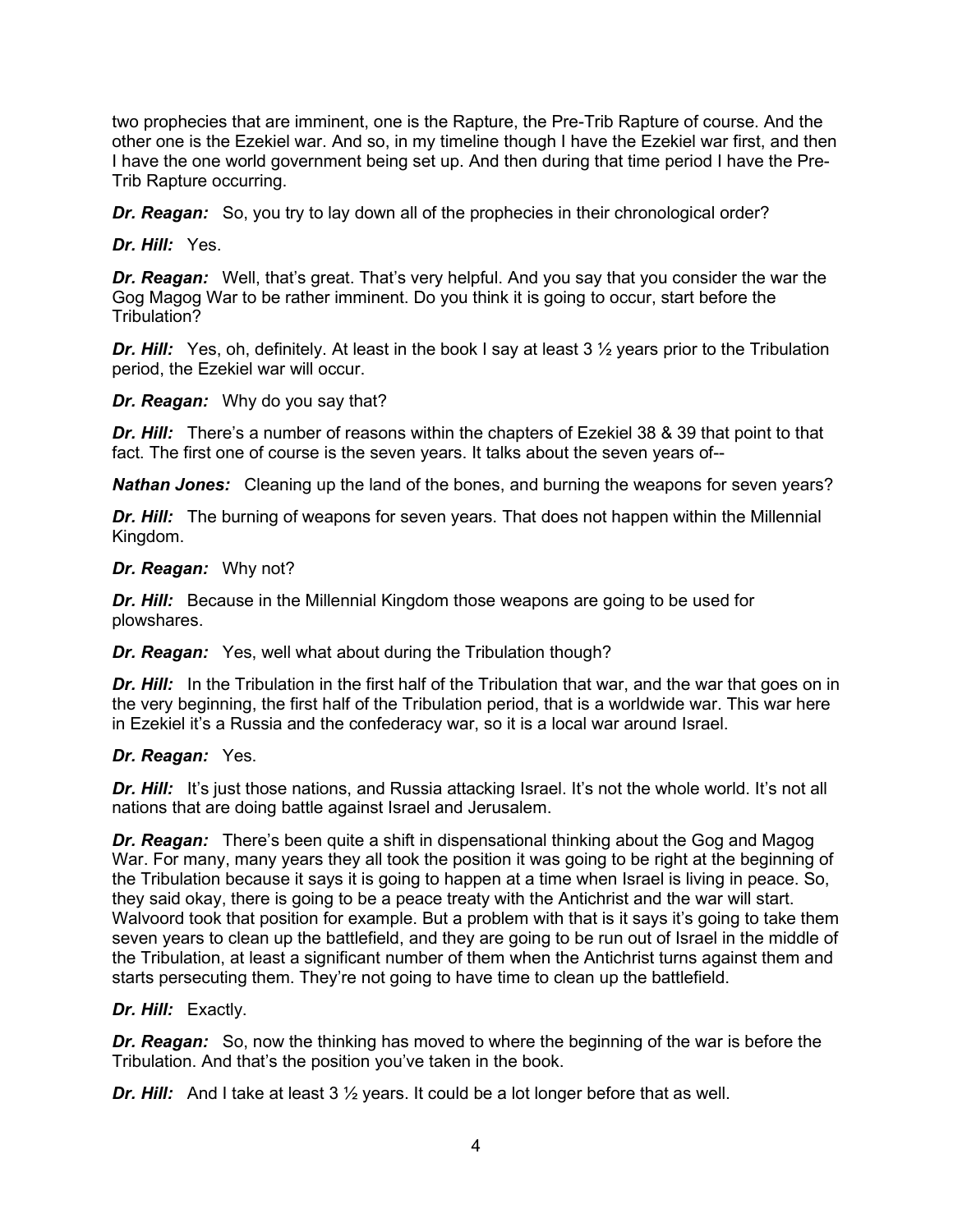two prophecies that are imminent, one is the Rapture, the Pre-Trib Rapture of course. And the other one is the Ezekiel war. And so, in my timeline though I have the Ezekiel war first, and then I have the one world government being set up. And then during that time period I have the Pre-Trib Rapture occurring.

***Dr. Reagan:*** So, you try to lay down all of the prophecies in their chronological order?

***Dr. Hill:*** Yes.

***Dr. Reagan:*** Well, that's great. That's very helpful. And you say that you consider the war the Gog Magog War to be rather imminent. Do you think it is going to occur, start before the Tribulation?

***Dr. Hill:*** Yes, oh, definitely. At least in the book I say at least 3 ½ years prior to the Tribulation period, the Ezekiel war will occur.

***Dr. Reagan:*** Why do you say that?

***Dr. Hill:*** There's a number of reasons within the chapters of Ezekiel 38 & 39 that point to that fact. The first one of course is the seven years. It talks about the seven years of--

***Nathan Jones:*** Cleaning up the land of the bones, and burning the weapons for seven years?

***Dr. Hill:*** The burning of weapons for seven years. That does not happen within the Millennial Kingdom.

***Dr. Reagan:*** Why not?

***Dr. Hill:*** Because in the Millennial Kingdom those weapons are going to be used for plowshares.

***Dr. Reagan:*** Yes, well what about during the Tribulation though?

***Dr. Hill:*** In the Tribulation in the first half of the Tribulation that war, and the war that goes on in the very beginning, the first half of the Tribulation period, that is a worldwide war. This war here in Ezekiel it's a Russia and the confederacy war, so it is a local war around Israel.

***Dr. Reagan:*** Yes.

***Dr. Hill:*** It's just those nations, and Russia attacking Israel. It's not the whole world. It's not all nations that are doing battle against Israel and Jerusalem.

***Dr. Reagan:*** There's been quite a shift in dispensational thinking about the Gog and Magog War. For many, many years they all took the position it was going to be right at the beginning of the Tribulation because it says it is going to happen at a time when Israel is living in peace. So, they said okay, there is going to be a peace treaty with the Antichrist and the war will start. Walvoord took that position for example. But a problem with that is it says it's going to take them seven years to clean up the battlefield, and they are going to be run out of Israel in the middle of the Tribulation, at least a significant number of them when the Antichrist turns against them and starts persecuting them. They're not going to have time to clean up the battlefield.

***Dr. Hill:*** Exactly.

***Dr. Reagan:*** So, now the thinking has moved to where the beginning of the war is before the Tribulation. And that's the position you've taken in the book.

***Dr. Hill:*** And I take at least 3 ½ years. It could be a lot longer before that as well.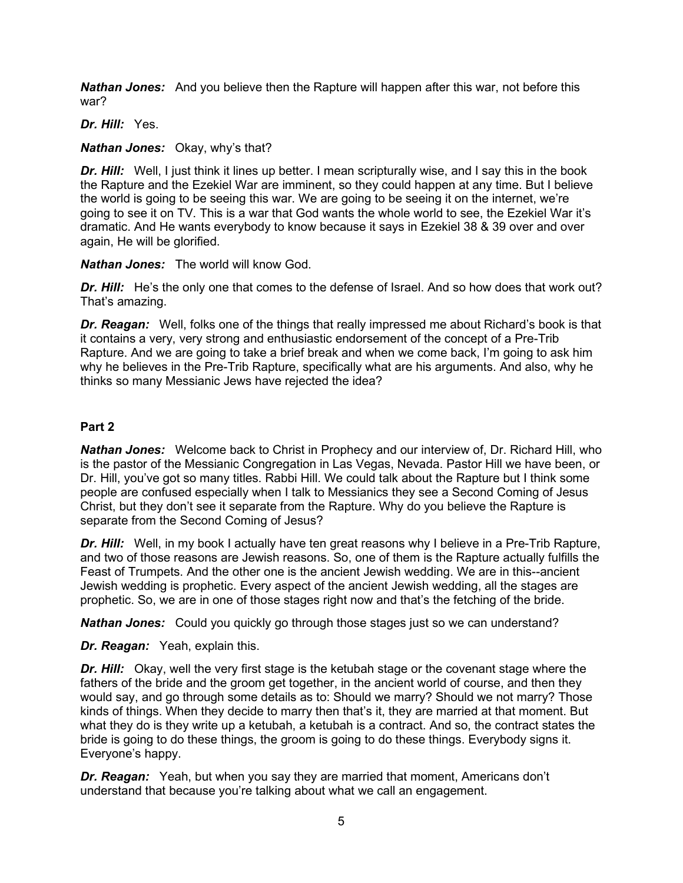***Nathan Jones:*** And you believe then the Rapture will happen after this war, not before this war?

***Dr. Hill:*** Yes.

***Nathan Jones:*** Okay, why's that?

***Dr. Hill:*** Well, I just think it lines up better. I mean scripturally wise, and I say this in the book the Rapture and the Ezekiel War are imminent, so they could happen at any time. But I believe the world is going to be seeing this war. We are going to be seeing it on the internet, we're going to see it on TV. This is a war that God wants the whole world to see, the Ezekiel War it's dramatic. And He wants everybody to know because it says in Ezekiel 38 & 39 over and over again, He will be glorified.

***Nathan Jones:*** The world will know God.

***Dr. Hill:*** He's the only one that comes to the defense of Israel. And so how does that work out? That's amazing.

***Dr. Reagan:*** Well, folks one of the things that really impressed me about Richard's book is that it contains a very, very strong and enthusiastic endorsement of the concept of a Pre-Trib Rapture. And we are going to take a brief break and when we come back, I'm going to ask him why he believes in the Pre-Trib Rapture, specifically what are his arguments. And also, why he thinks so many Messianic Jews have rejected the idea?

**Part 2**

***Nathan Jones:*** Welcome back to Christ in Prophecy and our interview of, Dr. Richard Hill, who is the pastor of the Messianic Congregation in Las Vegas, Nevada. Pastor Hill we have been, or Dr. Hill, you've got so many titles. Rabbi Hill. We could talk about the Rapture but I think some people are confused especially when I talk to Messianics they see a Second Coming of Jesus Christ, but they don't see it separate from the Rapture. Why do you believe the Rapture is separate from the Second Coming of Jesus?

***Dr. Hill:*** Well, in my book I actually have ten great reasons why I believe in a Pre-Trib Rapture, and two of those reasons are Jewish reasons. So, one of them is the Rapture actually fulfills the Feast of Trumpets. And the other one is the ancient Jewish wedding. We are in this--ancient Jewish wedding is prophetic. Every aspect of the ancient Jewish wedding, all the stages are prophetic. So, we are in one of those stages right now and that's the fetching of the bride.

***Nathan Jones:*** Could you quickly go through those stages just so we can understand?

***Dr. Reagan:*** Yeah, explain this.

***Dr. Hill:*** Okay, well the very first stage is the ketubah stage or the covenant stage where the fathers of the bride and the groom get together, in the ancient world of course, and then they would say, and go through some details as to: Should we marry? Should we not marry? Those kinds of things. When they decide to marry then that's it, they are married at that moment. But what they do is they write up a ketubah, a ketubah is a contract. And so, the contract states the bride is going to do these things, the groom is going to do these things. Everybody signs it. Everyone's happy.

***Dr. Reagan:*** Yeah, but when you say they are married that moment, Americans don't understand that because you're talking about what we call an engagement.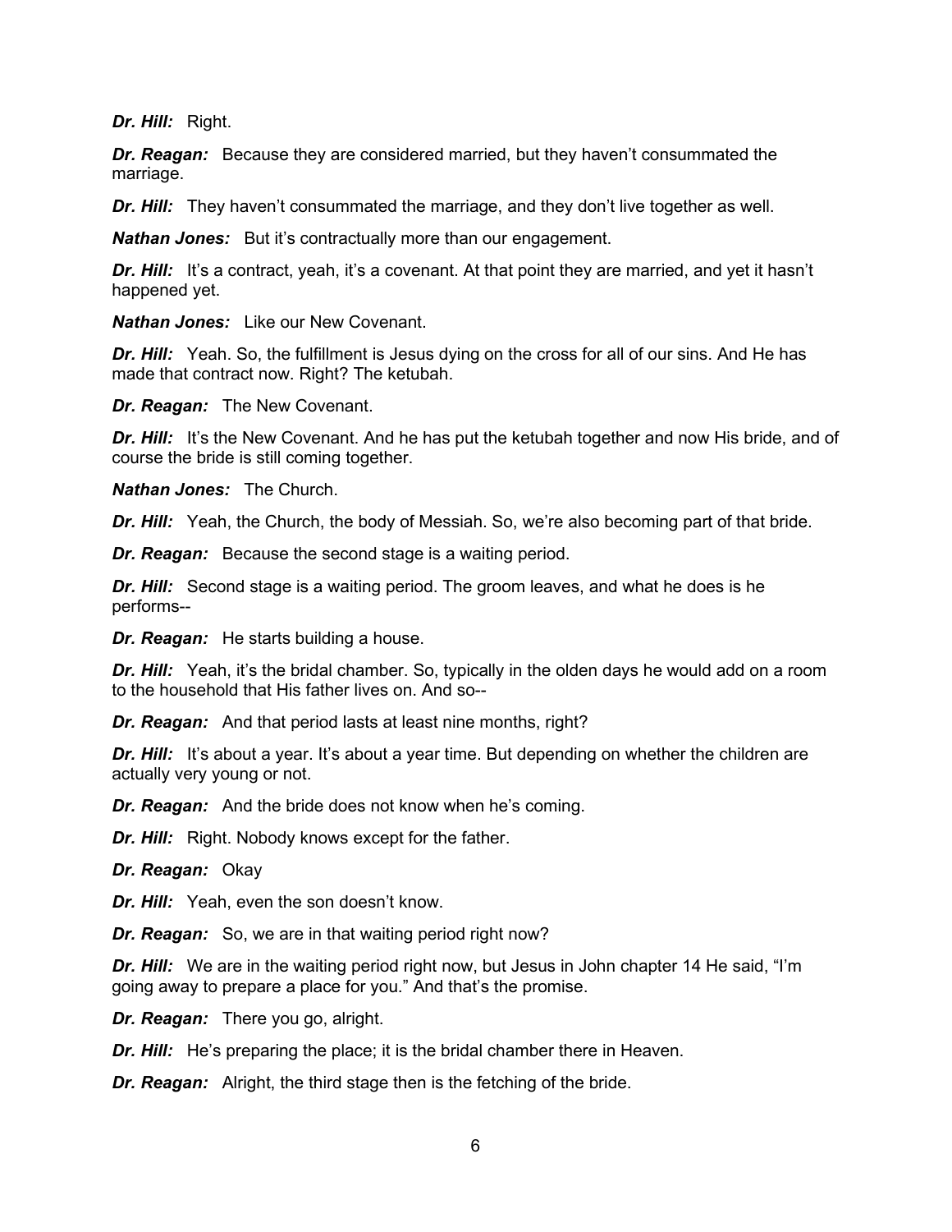***Dr. Hill:*** Right.

***Dr. Reagan:*** Because they are considered married, but they haven't consummated the marriage.

***Dr. Hill:*** They haven't consummated the marriage, and they don't live together as well.

***Nathan Jones:*** But it's contractually more than our engagement.

***Dr. Hill:*** It's a contract, yeah, it's a covenant. At that point they are married, and yet it hasn't happened yet.

***Nathan Jones:*** Like our New Covenant.

***Dr. Hill:*** Yeah. So, the fulfillment is Jesus dying on the cross for all of our sins. And He has made that contract now. Right? The ketubah.

***Dr. Reagan:*** The New Covenant.

***Dr. Hill:*** It's the New Covenant. And he has put the ketubah together and now His bride, and of course the bride is still coming together.

***Nathan Jones:*** The Church.

***Dr. Hill:*** Yeah, the Church, the body of Messiah. So, we're also becoming part of that bride.

***Dr. Reagan:*** Because the second stage is a waiting period.

***Dr. Hill:*** Second stage is a waiting period. The groom leaves, and what he does is he performs--

***Dr. Reagan:*** He starts building a house.

***Dr. Hill:*** Yeah, it's the bridal chamber. So, typically in the olden days he would add on a room to the household that His father lives on. And so--

***Dr. Reagan:*** And that period lasts at least nine months, right?

***Dr. Hill:*** It's about a year. It's about a year time. But depending on whether the children are actually very young or not.

***Dr. Reagan:*** And the bride does not know when he's coming.

***Dr. Hill:*** Right. Nobody knows except for the father.

***Dr. Reagan:*** Okay

***Dr. Hill:*** Yeah, even the son doesn't know.

***Dr. Reagan:*** So, we are in that waiting period right now?

***Dr. Hill:*** We are in the waiting period right now, but Jesus in John chapter 14 He said, "I'm going away to prepare a place for you." And that's the promise.

***Dr. Reagan:*** There you go, alright.

***Dr. Hill:*** He's preparing the place; it is the bridal chamber there in Heaven.

***Dr. Reagan:*** Alright, the third stage then is the fetching of the bride.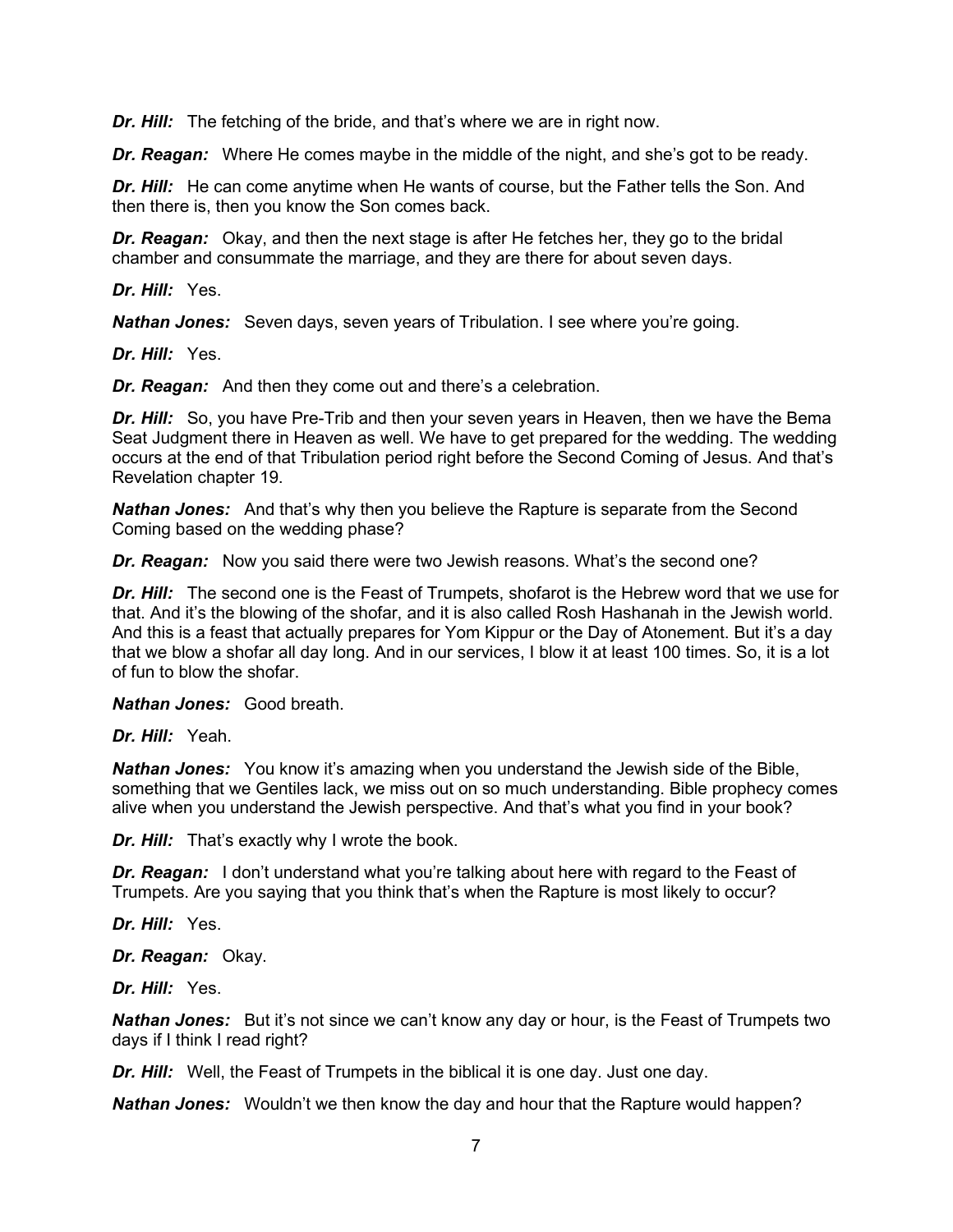***Dr. Hill:*** The fetching of the bride, and that's where we are in right now.

***Dr. Reagan:*** Where He comes maybe in the middle of the night, and she's got to be ready.

***Dr. Hill:*** He can come anytime when He wants of course, but the Father tells the Son. And then there is, then you know the Son comes back.

***Dr. Reagan:*** Okay, and then the next stage is after He fetches her, they go to the bridal chamber and consummate the marriage, and they are there for about seven days.

***Dr. Hill:*** Yes.

***Nathan Jones:*** Seven days, seven years of Tribulation. I see where you're going.

***Dr. Hill:*** Yes.

***Dr. Reagan:*** And then they come out and there's a celebration.

***Dr. Hill:*** So, you have Pre-Trib and then your seven years in Heaven, then we have the Bema Seat Judgment there in Heaven as well. We have to get prepared for the wedding. The wedding occurs at the end of that Tribulation period right before the Second Coming of Jesus. And that's Revelation chapter 19.

***Nathan Jones:*** And that's why then you believe the Rapture is separate from the Second Coming based on the wedding phase?

***Dr. Reagan:*** Now you said there were two Jewish reasons. What's the second one?

***Dr. Hill:*** The second one is the Feast of Trumpets, shofarot is the Hebrew word that we use for that. And it's the blowing of the shofar, and it is also called Rosh Hashanah in the Jewish world. And this is a feast that actually prepares for Yom Kippur or the Day of Atonement. But it's a day that we blow a shofar all day long. And in our services, I blow it at least 100 times. So, it is a lot of fun to blow the shofar.

***Nathan Jones:*** Good breath.

***Dr. Hill:*** Yeah.

***Nathan Jones:*** You know it's amazing when you understand the Jewish side of the Bible, something that we Gentiles lack, we miss out on so much understanding. Bible prophecy comes alive when you understand the Jewish perspective. And that's what you find in your book?

***Dr. Hill:*** That's exactly why I wrote the book.

***Dr. Reagan:*** I don't understand what you're talking about here with regard to the Feast of Trumpets. Are you saying that you think that's when the Rapture is most likely to occur?

***Dr. Hill:*** Yes.

***Dr. Reagan:*** Okay.

***Dr. Hill:*** Yes.

***Nathan Jones:*** But it's not since we can't know any day or hour, is the Feast of Trumpets two days if I think I read right?

***Dr. Hill:*** Well, the Feast of Trumpets in the biblical it is one day. Just one day.

***Nathan Jones:*** Wouldn't we then know the day and hour that the Rapture would happen?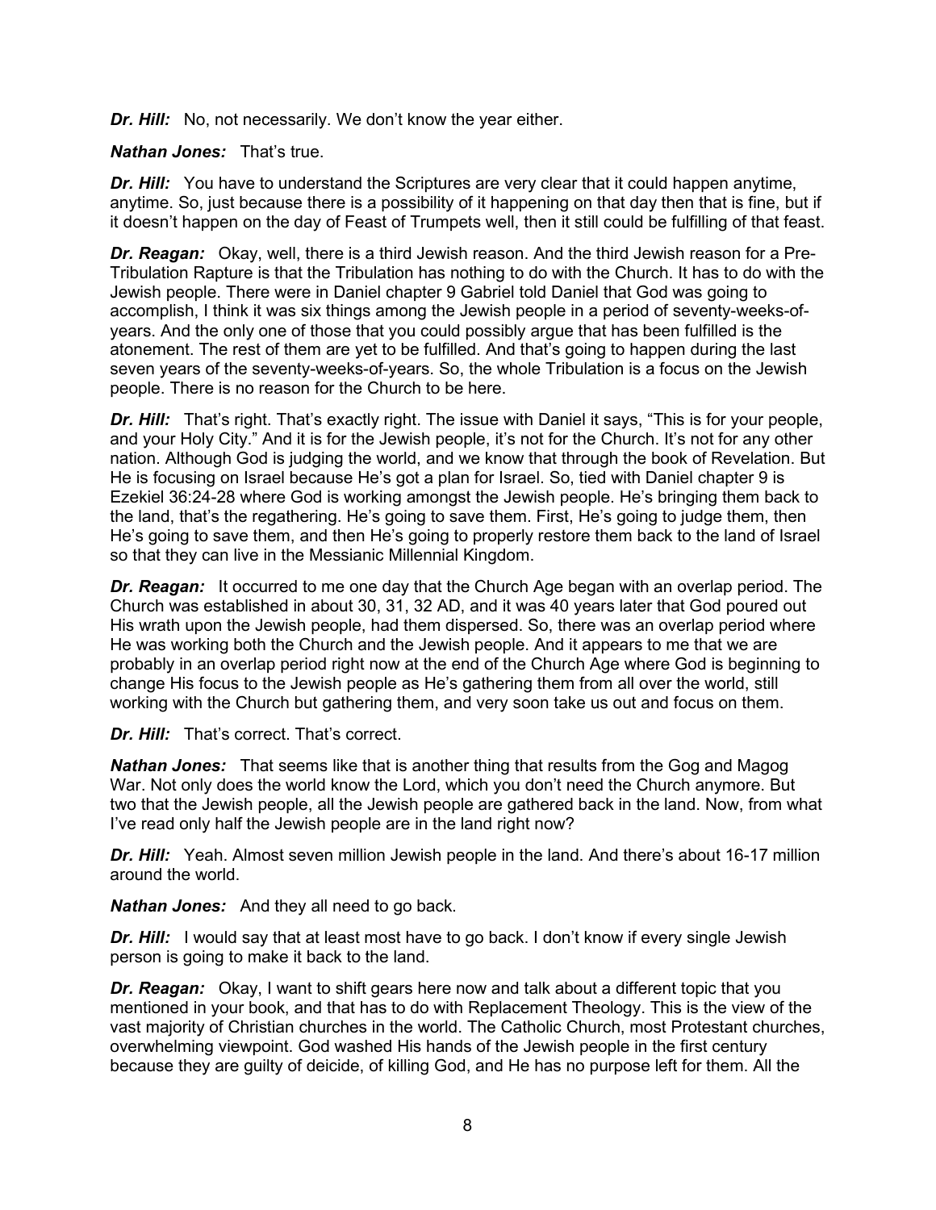***Dr. Hill:*** No, not necessarily. We don't know the year either.

***Nathan Jones:*** That's true.

***Dr. Hill:*** You have to understand the Scriptures are very clear that it could happen anytime, anytime. So, just because there is a possibility of it happening on that day then that is fine, but if it doesn't happen on the day of Feast of Trumpets well, then it still could be fulfilling of that feast.

***Dr. Reagan:*** Okay, well, there is a third Jewish reason. And the third Jewish reason for a Pre-Tribulation Rapture is that the Tribulation has nothing to do with the Church. It has to do with the Jewish people. There were in Daniel chapter 9 Gabriel told Daniel that God was going to accomplish, I think it was six things among the Jewish people in a period of seventy-weeks-of-years. And the only one of those that you could possibly argue that has been fulfilled is the atonement. The rest of them are yet to be fulfilled. And that's going to happen during the last seven years of the seventy-weeks-of-years. So, the whole Tribulation is a focus on the Jewish people. There is no reason for the Church to be here.

***Dr. Hill:*** That's right. That's exactly right. The issue with Daniel it says, "This is for your people, and your Holy City." And it is for the Jewish people, it's not for the Church. It's not for any other nation. Although God is judging the world, and we know that through the book of Revelation. But He is focusing on Israel because He's got a plan for Israel. So, tied with Daniel chapter 9 is Ezekiel 36:24-28 where God is working amongst the Jewish people. He's bringing them back to the land, that's the regathering. He's going to save them. First, He's going to judge them, then He's going to save them, and then He's going to properly restore them back to the land of Israel so that they can live in the Messianic Millennial Kingdom.

***Dr. Reagan:*** It occurred to me one day that the Church Age began with an overlap period. The Church was established in about 30, 31, 32 AD, and it was 40 years later that God poured out His wrath upon the Jewish people, had them dispersed. So, there was an overlap period where He was working both the Church and the Jewish people. And it appears to me that we are probably in an overlap period right now at the end of the Church Age where God is beginning to change His focus to the Jewish people as He's gathering them from all over the world, still working with the Church but gathering them, and very soon take us out and focus on them.

***Dr. Hill:*** That's correct. That's correct.

***Nathan Jones:*** That seems like that is another thing that results from the Gog and Magog War. Not only does the world know the Lord, which you don't need the Church anymore. But two that the Jewish people, all the Jewish people are gathered back in the land. Now, from what I've read only half the Jewish people are in the land right now?

***Dr. Hill:*** Yeah. Almost seven million Jewish people in the land. And there's about 16-17 million around the world.

***Nathan Jones:*** And they all need to go back.

***Dr. Hill:*** I would say that at least most have to go back. I don't know if every single Jewish person is going to make it back to the land.

***Dr. Reagan:*** Okay, I want to shift gears here now and talk about a different topic that you mentioned in your book, and that has to do with Replacement Theology. This is the view of the vast majority of Christian churches in the world. The Catholic Church, most Protestant churches, overwhelming viewpoint. God washed His hands of the Jewish people in the first century because they are guilty of deicide, of killing God, and He has no purpose left for them. All the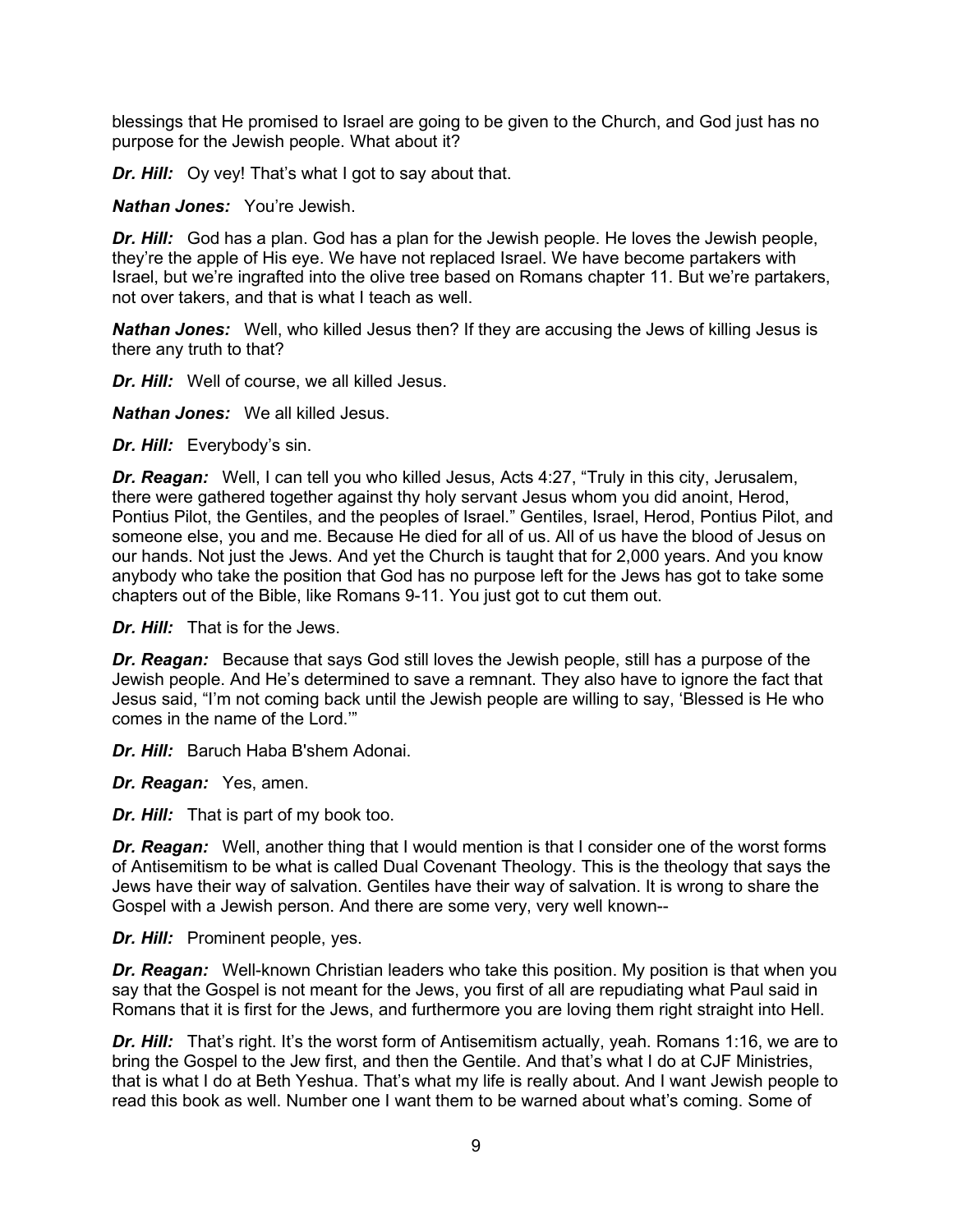blessings that He promised to Israel are going to be given to the Church, and God just has no purpose for the Jewish people. What about it?

***Dr. Hill:*** Oy vey! That's what I got to say about that.

***Nathan Jones:*** You're Jewish.

***Dr. Hill:*** God has a plan. God has a plan for the Jewish people. He loves the Jewish people, they're the apple of His eye. We have not replaced Israel. We have become partakers with Israel, but we're ingrafted into the olive tree based on Romans chapter 11. But we're partakers, not over takers, and that is what I teach as well.

***Nathan Jones:*** Well, who killed Jesus then? If they are accusing the Jews of killing Jesus is there any truth to that?

***Dr. Hill:*** Well of course, we all killed Jesus.

***Nathan Jones:*** We all killed Jesus.

***Dr. Hill:*** Everybody's sin.

***Dr. Reagan:*** Well, I can tell you who killed Jesus, Acts 4:27, "Truly in this city, Jerusalem, there were gathered together against thy holy servant Jesus whom you did anoint, Herod, Pontius Pilot, the Gentiles, and the peoples of Israel." Gentiles, Israel, Herod, Pontius Pilot, and someone else, you and me. Because He died for all of us. All of us have the blood of Jesus on our hands. Not just the Jews. And yet the Church is taught that for 2,000 years. And you know anybody who take the position that God has no purpose left for the Jews has got to take some chapters out of the Bible, like Romans 9-11. You just got to cut them out.

***Dr. Hill:*** That is for the Jews.

***Dr. Reagan:*** Because that says God still loves the Jewish people, still has a purpose of the Jewish people. And He's determined to save a remnant. They also have to ignore the fact that Jesus said, "I'm not coming back until the Jewish people are willing to say, 'Blessed is He who comes in the name of the Lord.'"

***Dr. Hill:*** Baruch Haba B'shem Adonai.

***Dr. Reagan:*** Yes, amen.

***Dr. Hill:*** That is part of my book too.

***Dr. Reagan:*** Well, another thing that I would mention is that I consider one of the worst forms of Antisemitism to be what is called Dual Covenant Theology. This is the theology that says the Jews have their way of salvation. Gentiles have their way of salvation. It is wrong to share the Gospel with a Jewish person. And there are some very, very well known--

***Dr. Hill:*** Prominent people, yes.

***Dr. Reagan:*** Well-known Christian leaders who take this position. My position is that when you say that the Gospel is not meant for the Jews, you first of all are repudiating what Paul said in Romans that it is first for the Jews, and furthermore you are loving them right straight into Hell.

***Dr. Hill:*** That's right. It's the worst form of Antisemitism actually, yeah. Romans 1:16, we are to bring the Gospel to the Jew first, and then the Gentile. And that's what I do at CJF Ministries, that is what I do at Beth Yeshua. That's what my life is really about. And I want Jewish people to read this book as well. Number one I want them to be warned about what's coming. Some of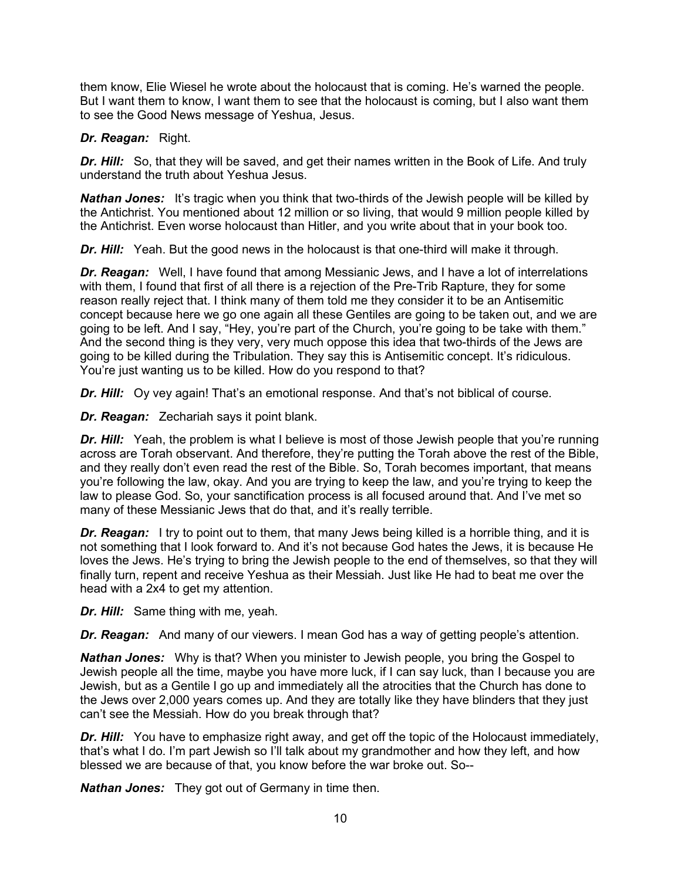them know, Elie Wiesel he wrote about the holocaust that is coming. He's warned the people. But I want them to know, I want them to see that the holocaust is coming, but I also want them to see the Good News message of Yeshua, Jesus.

***Dr. Reagan:*** Right.

***Dr. Hill:*** So, that they will be saved, and get their names written in the Book of Life. And truly understand the truth about Yeshua Jesus.

***Nathan Jones:*** It's tragic when you think that two-thirds of the Jewish people will be killed by the Antichrist. You mentioned about 12 million or so living, that would 9 million people killed by the Antichrist. Even worse holocaust than Hitler, and you write about that in your book too.

***Dr. Hill:*** Yeah. But the good news in the holocaust is that one-third will make it through.

***Dr. Reagan:*** Well, I have found that among Messianic Jews, and I have a lot of interrelations with them, I found that first of all there is a rejection of the Pre-Trib Rapture, they for some reason really reject that. I think many of them told me they consider it to be an Antisemitic concept because here we go one again all these Gentiles are going to be taken out, and we are going to be left. And I say, "Hey, you're part of the Church, you're going to be take with them." And the second thing is they very, very much oppose this idea that two-thirds of the Jews are going to be killed during the Tribulation. They say this is Antisemitic concept. It's ridiculous. You're just wanting us to be killed. How do you respond to that?

***Dr. Hill:*** Oy vey again! That's an emotional response. And that's not biblical of course.

***Dr. Reagan:*** Zechariah says it point blank.

***Dr. Hill:*** Yeah, the problem is what I believe is most of those Jewish people that you're running across are Torah observant. And therefore, they're putting the Torah above the rest of the Bible, and they really don't even read the rest of the Bible. So, Torah becomes important, that means you're following the law, okay. And you are trying to keep the law, and you're trying to keep the law to please God. So, your sanctification process is all focused around that. And I've met so many of these Messianic Jews that do that, and it's really terrible.

***Dr. Reagan:*** I try to point out to them, that many Jews being killed is a horrible thing, and it is not something that I look forward to. And it's not because God hates the Jews, it is because He loves the Jews. He's trying to bring the Jewish people to the end of themselves, so that they will finally turn, repent and receive Yeshua as their Messiah. Just like He had to beat me over the head with a 2x4 to get my attention.

***Dr. Hill:*** Same thing with me, yeah.

***Dr. Reagan:*** And many of our viewers. I mean God has a way of getting people's attention.

***Nathan Jones:*** Why is that? When you minister to Jewish people, you bring the Gospel to Jewish people all the time, maybe you have more luck, if I can say luck, than I because you are Jewish, but as a Gentile I go up and immediately all the atrocities that the Church has done to the Jews over 2,000 years comes up. And they are totally like they have blinders that they just can't see the Messiah. How do you break through that?

***Dr. Hill:*** You have to emphasize right away, and get off the topic of the Holocaust immediately, that's what I do. I'm part Jewish so I'll talk about my grandmother and how they left, and how blessed we are because of that, you know before the war broke out. So--

***Nathan Jones:*** They got out of Germany in time then.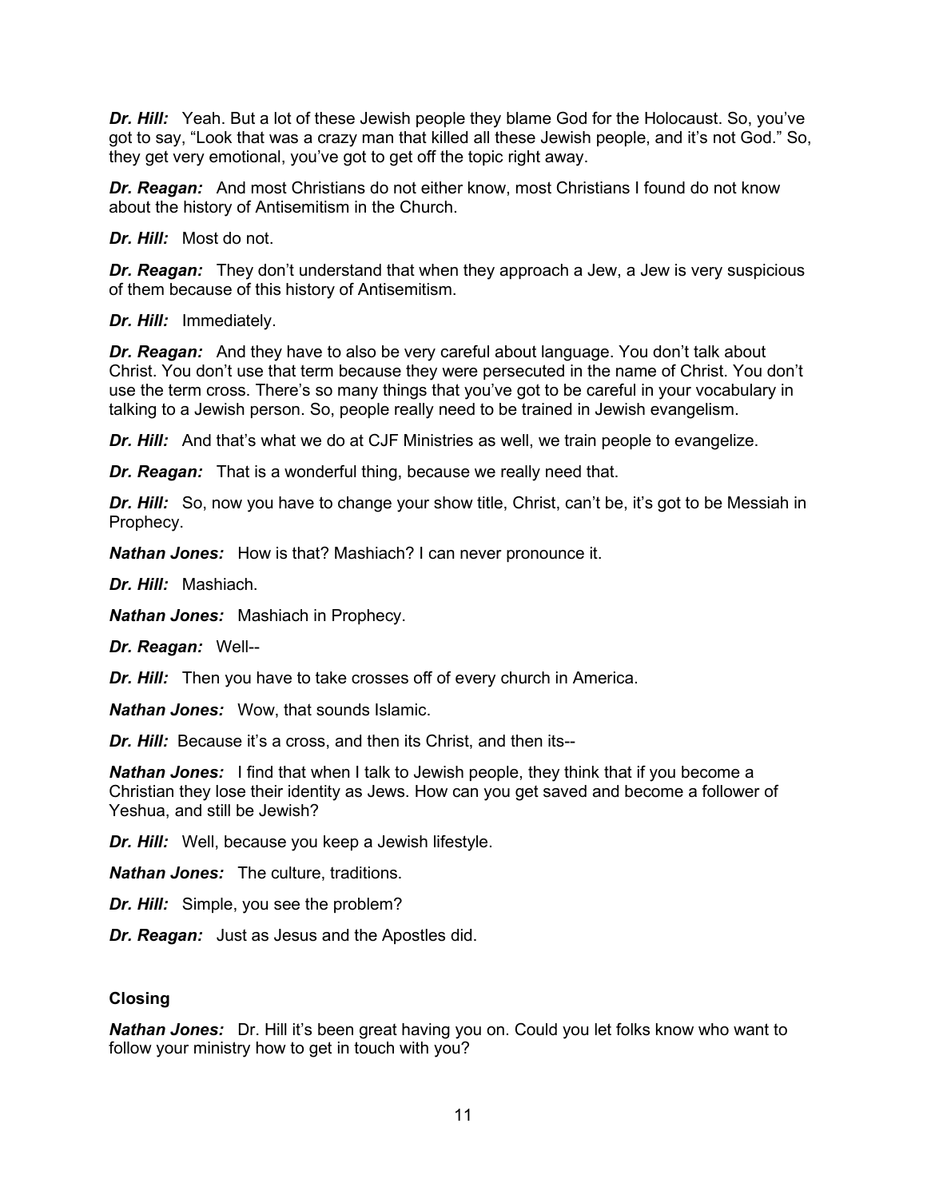***Dr. Hill:*** Yeah. But a lot of these Jewish people they blame God for the Holocaust. So, you've got to say, "Look that was a crazy man that killed all these Jewish people, and it's not God." So, they get very emotional, you've got to get off the topic right away.

***Dr. Reagan:*** And most Christians do not either know, most Christians I found do not know about the history of Antisemitism in the Church.

***Dr. Hill:*** Most do not.

***Dr. Reagan:*** They don't understand that when they approach a Jew, a Jew is very suspicious of them because of this history of Antisemitism.

***Dr. Hill:*** Immediately.

***Dr. Reagan:*** And they have to also be very careful about language. You don't talk about Christ. You don't use that term because they were persecuted in the name of Christ. You don't use the term cross. There's so many things that you've got to be careful in your vocabulary in talking to a Jewish person. So, people really need to be trained in Jewish evangelism.

***Dr. Hill:*** And that's what we do at CJF Ministries as well, we train people to evangelize.

***Dr. Reagan:*** That is a wonderful thing, because we really need that.

***Dr. Hill:*** So, now you have to change your show title, Christ, can't be, it's got to be Messiah in Prophecy.

***Nathan Jones:*** How is that? Mashiach? I can never pronounce it.

***Dr. Hill:*** Mashiach.

***Nathan Jones:*** Mashiach in Prophecy.

***Dr. Reagan:*** Well--

***Dr. Hill:*** Then you have to take crosses off of every church in America.

***Nathan Jones:*** Wow, that sounds Islamic.

***Dr. Hill:*** Because it's a cross, and then its Christ, and then its--

***Nathan Jones:*** I find that when I talk to Jewish people, they think that if you become a Christian they lose their identity as Jews. How can you get saved and become a follower of Yeshua, and still be Jewish?

***Dr. Hill:*** Well, because you keep a Jewish lifestyle.

***Nathan Jones:*** The culture, traditions.

***Dr. Hill:*** Simple, you see the problem?

***Dr. Reagan:*** Just as Jesus and the Apostles did.

**Closing**

***Nathan Jones:*** Dr. Hill it's been great having you on. Could you let folks know who want to follow your ministry how to get in touch with you?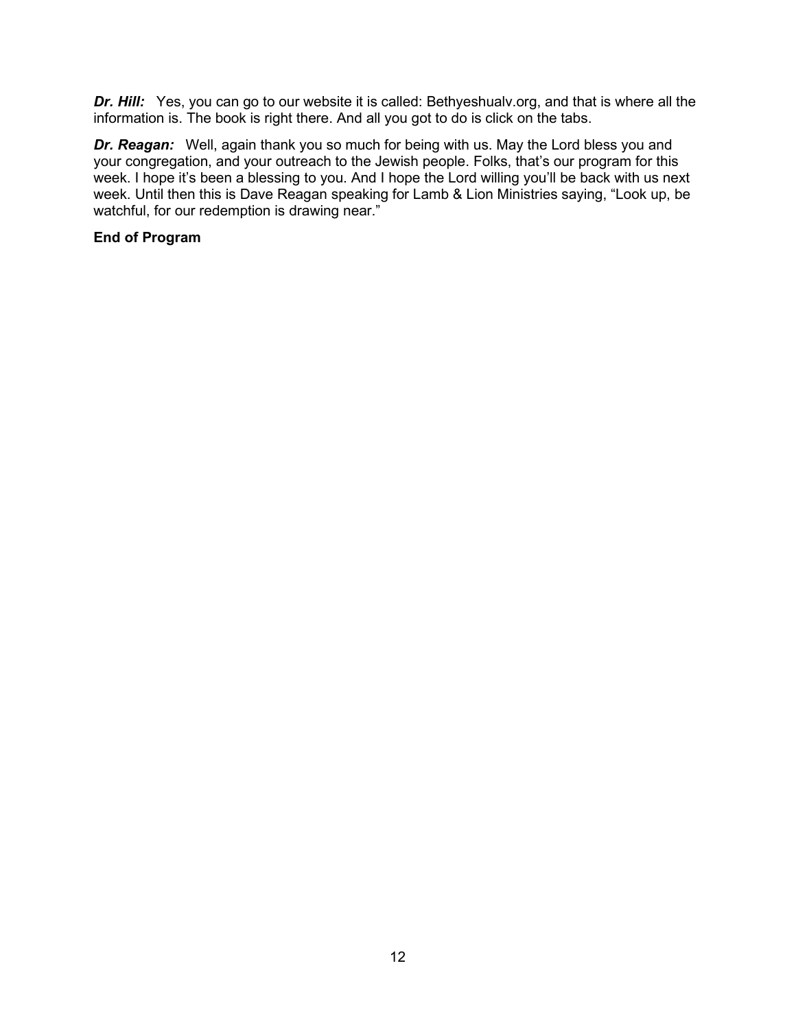***Dr. Hill:*** Yes, you can go to our website it is called: Bethyeshualv.org, and that is where all the information is. The book is right there. And all you got to do is click on the tabs.

***Dr. Reagan:*** Well, again thank you so much for being with us. May the Lord bless you and your congregation, and your outreach to the Jewish people. Folks, that's our program for this week. I hope it's been a blessing to you. And I hope the Lord willing you'll be back with us next week. Until then this is Dave Reagan speaking for Lamb & Lion Ministries saying, "Look up, be watchful, for our redemption is drawing near."

**End of Program**